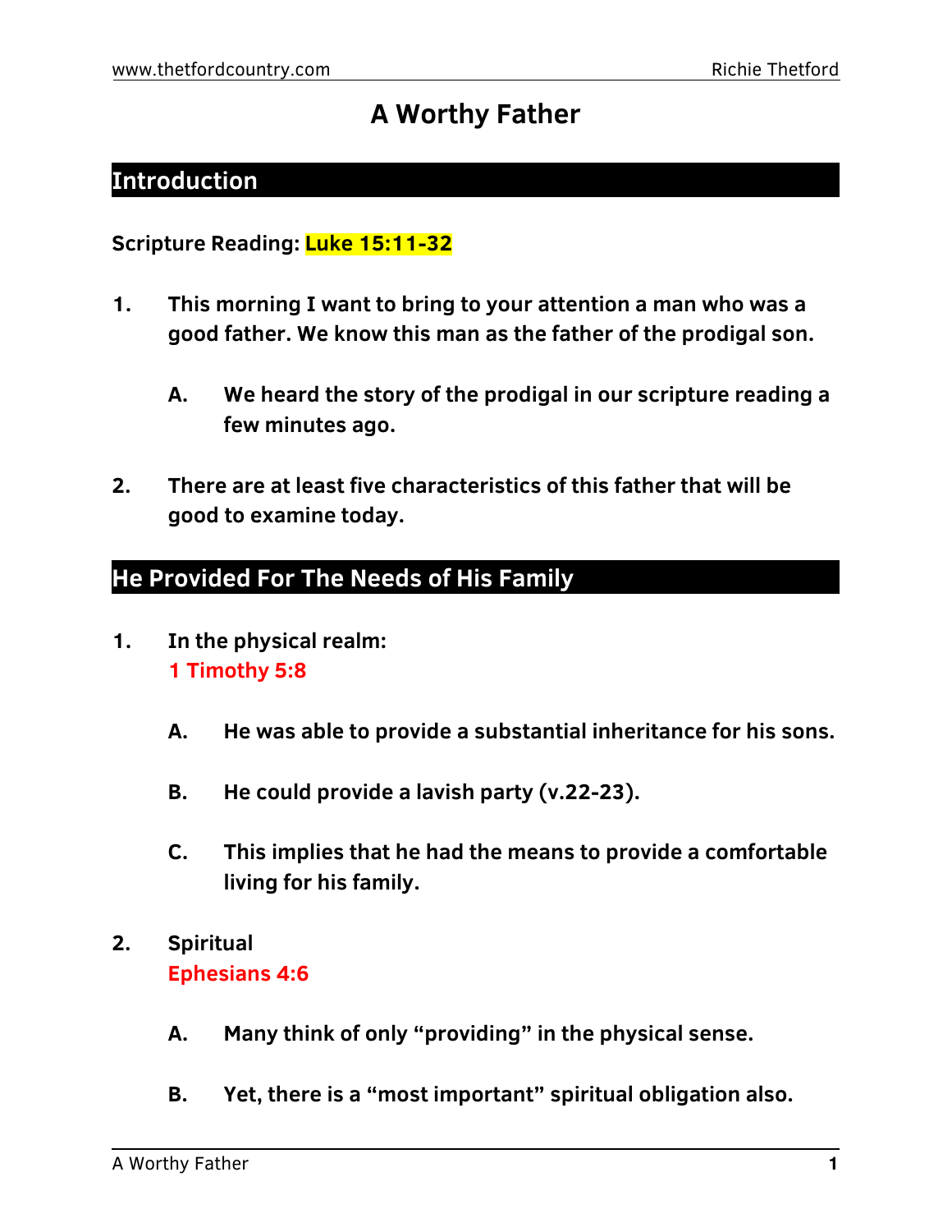# A Worthy Father

## Introduction

**Scripture Reading: Luke 15:11-32**

1. **This morning I want to bring to your attention a man who was a good father. We know this man as the father of the prodigal son.**

   A. **We heard the story of the prodigal in our scripture reading a few minutes ago.**

2. **There are at least five characteristics of this father that will be good to examine today.**

## He Provided For The Needs of His Family

1. **In the physical realm:**
   **1 Timothy 5:8**

   A. **He was able to provide a substantial inheritance for his sons.**

   B. **He could provide a lavish party (v.22-23).**

   C. **This implies that he had the means to provide a comfortable living for his family.**

2. **Spiritual**
   **Ephesians 4:6**

   A. **Many think of only "providing" in the physical sense.**

   B. **Yet, there is a "most important" spiritual obligation also.**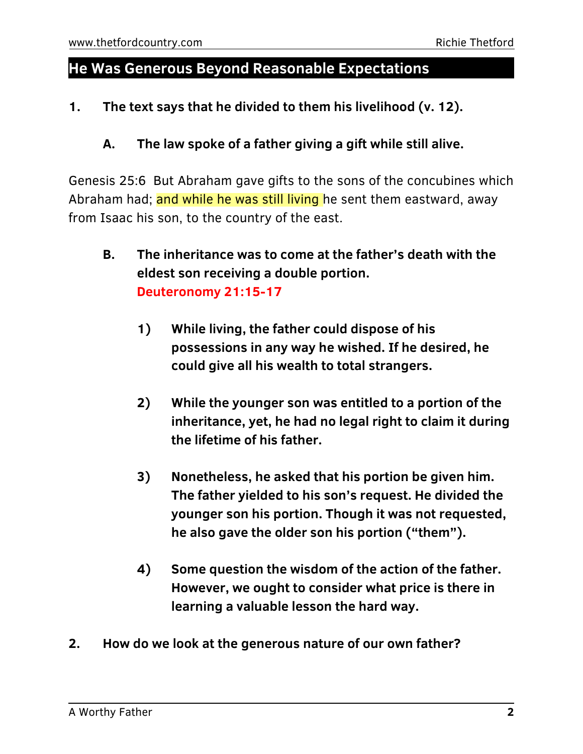## He Was Generous Beyond Reasonable Expectations

1. **The text says that he divided to them his livelihood (v. 12).**

   A. **The law spoke of a father giving a gift while still alive.**

Genesis 25:6  But Abraham gave gifts to the sons of the concubines which Abraham had; and while he was still living he sent them eastward, away from Isaac his son, to the country of the east.

   B. **The inheritance was to come at the father's death with the eldest son receiving a double portion.**
   **Deuteronomy 21:15-17**

      1) **While living, the father could dispose of his possessions in any way he wished. If he desired, he could give all his wealth to total strangers.**

      2) **While the younger son was entitled to a portion of the inheritance, yet, he had no legal right to claim it during the lifetime of his father.**

      3) **Nonetheless, he asked that his portion be given him. The father yielded to his son's request. He divided the younger son his portion. Though it was not requested, he also gave the older son his portion ("them").**

      4) **Some question the wisdom of the action of the father. However, we ought to consider what price is there in learning a valuable lesson the hard way.**

2. **How do we look at the generous nature of our own father?**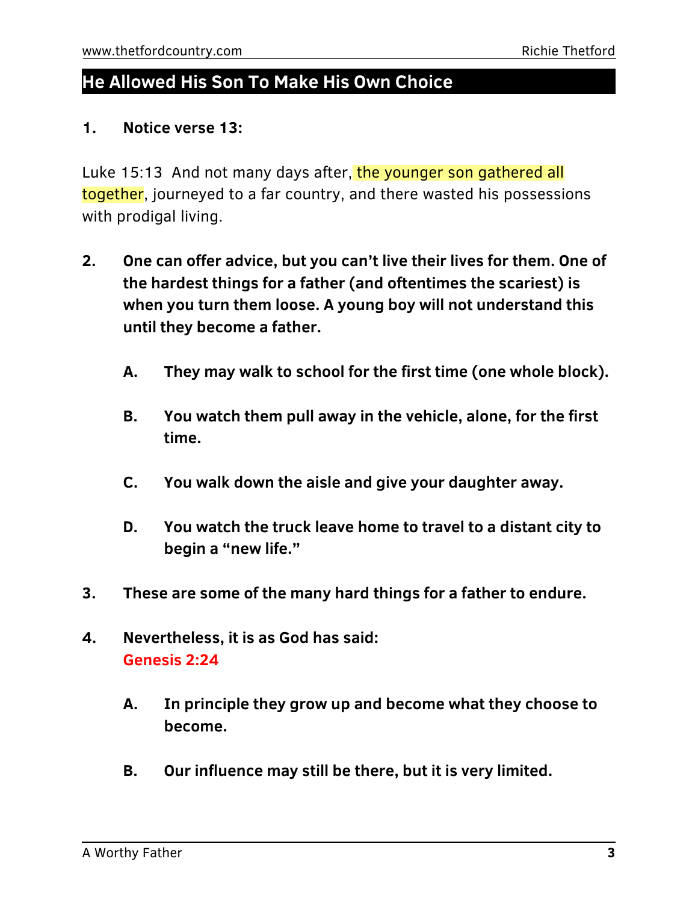## He Allowed His Son To Make His Own Choice

1. **Notice verse 13:**

Luke 15:13 And not many days after, the younger son gathered all together, journeyed to a far country, and there wasted his possessions with prodigal living.

2. **One can offer advice, but you can't live their lives for them. One of the hardest things for a father (and oftentimes the scariest) is when you turn them loose. A young boy will not understand this until they become a father.**

   A. **They may walk to school for the first time (one whole block).**

   B. **You watch them pull away in the vehicle, alone, for the first time.**

   C. **You walk down the aisle and give your daughter away.**

   D. **You watch the truck leave home to travel to a distant city to begin a "new life."**

3. **These are some of the many hard things for a father to endure.**

4. **Nevertheless, it is as God has said:**
   **Genesis 2:24**

   A. **In principle they grow up and become what they choose to become.**

   B. **Our influence may still be there, but it is very limited.**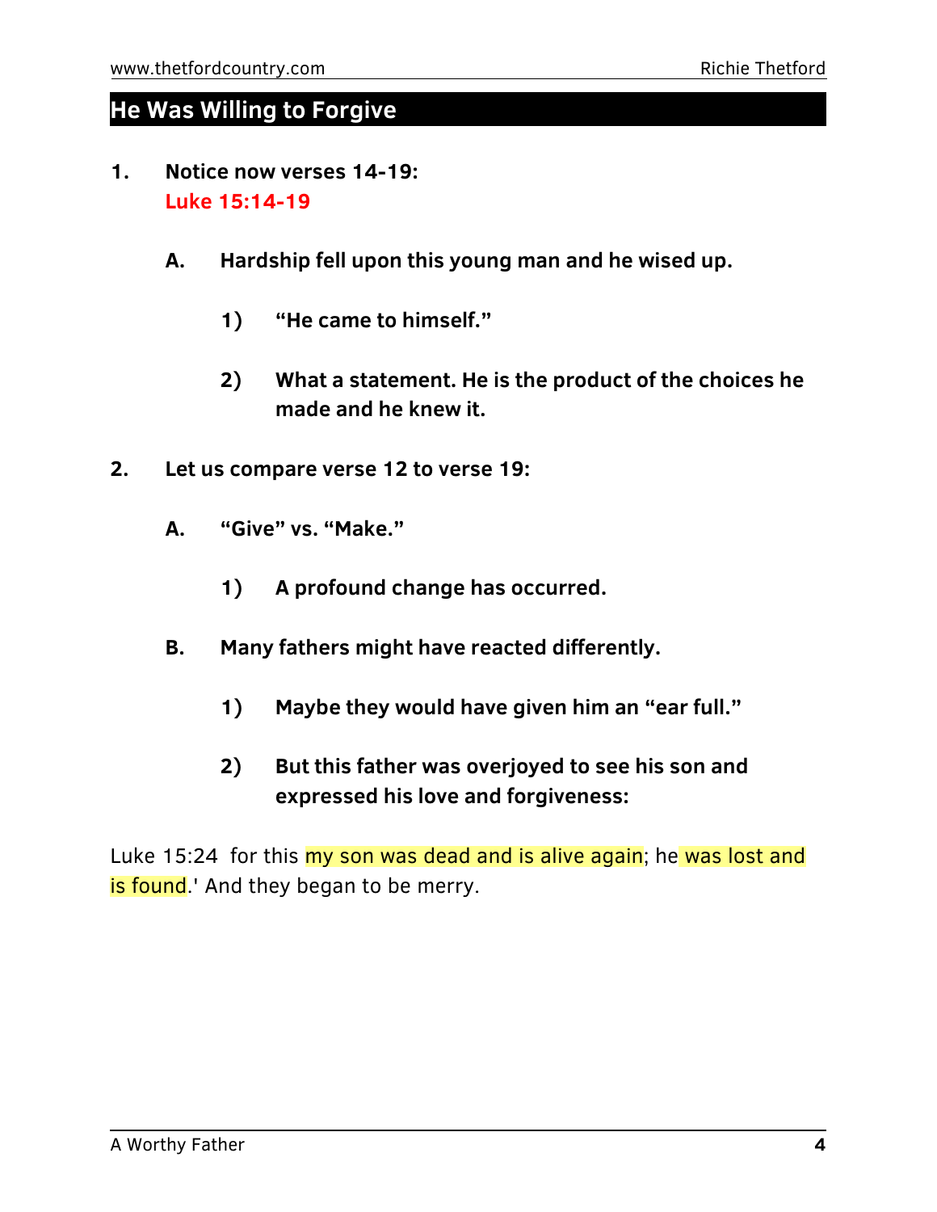## He Was Willing to Forgive

1. **Notice now verses 14-19:**
   **Luke 15:14-19**

   A. **Hardship fell upon this young man and he wised up.**

      1) **"He came to himself."**

      2) **What a statement. He is the product of the choices he made and he knew it.**

2. **Let us compare verse 12 to verse 19:**

   A. **"Give" vs. "Make."**

      1) **A profound change has occurred.**

   B. **Many fathers might have reacted differently.**

      1) **Maybe they would have given him an "ear full."**

      2) **But this father was overjoyed to see his son and expressed his love and forgiveness:**

Luke 15:24 for this my son was dead and is alive again; he was lost and is found.' And they began to be merry.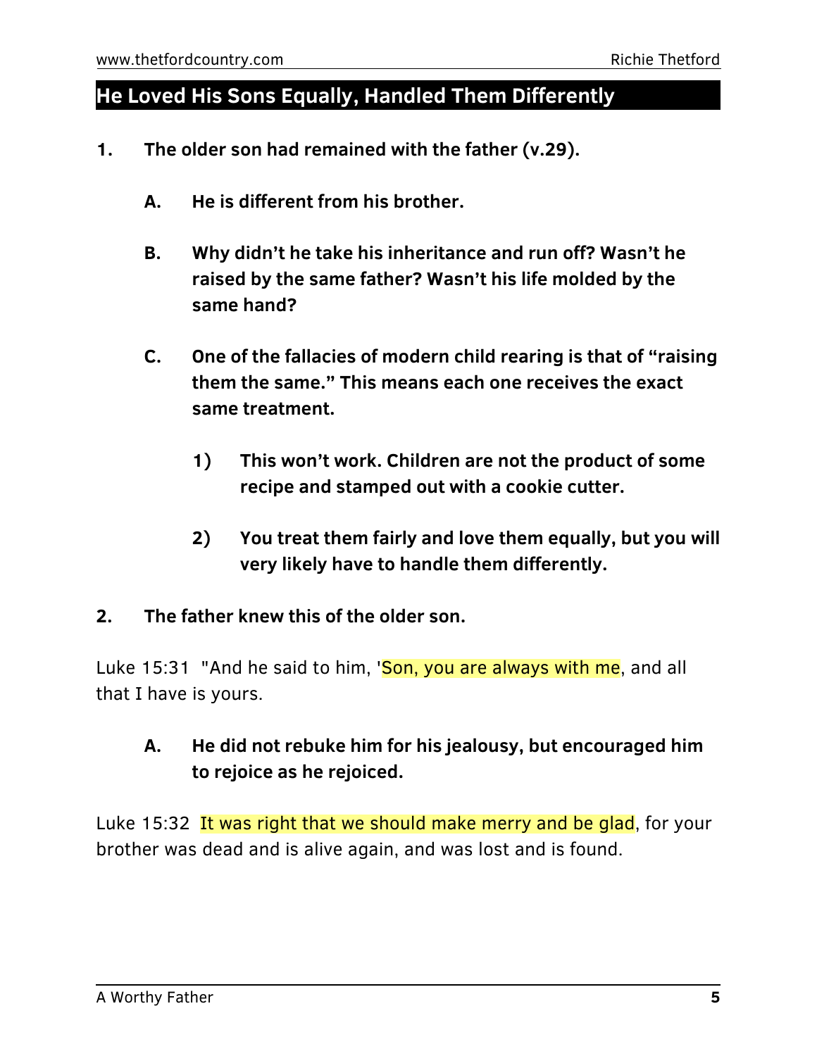## He Loved His Sons Equally, Handled Them Differently

1. **The older son had remained with the father (v.29).**

    A. **He is different from his brother.**

    B. **Why didn't he take his inheritance and run off? Wasn't he raised by the same father? Wasn't his life molded by the same hand?**

    C. **One of the fallacies of modern child rearing is that of "raising them the same." This means each one receives the exact same treatment.**

        1) **This won't work. Children are not the product of some recipe and stamped out with a cookie cutter.**

        2) **You treat them fairly and love them equally, but you will very likely have to handle them differently.**

2. **The father knew this of the older son.**

Luke 15:31 "And he said to him, 'Son, you are always with me, and all that I have is yours.

    A. **He did not rebuke him for his jealousy, but encouraged him to rejoice as he rejoiced.**

Luke 15:32 It was right that we should make merry and be glad, for your brother was dead and is alive again, and was lost and is found.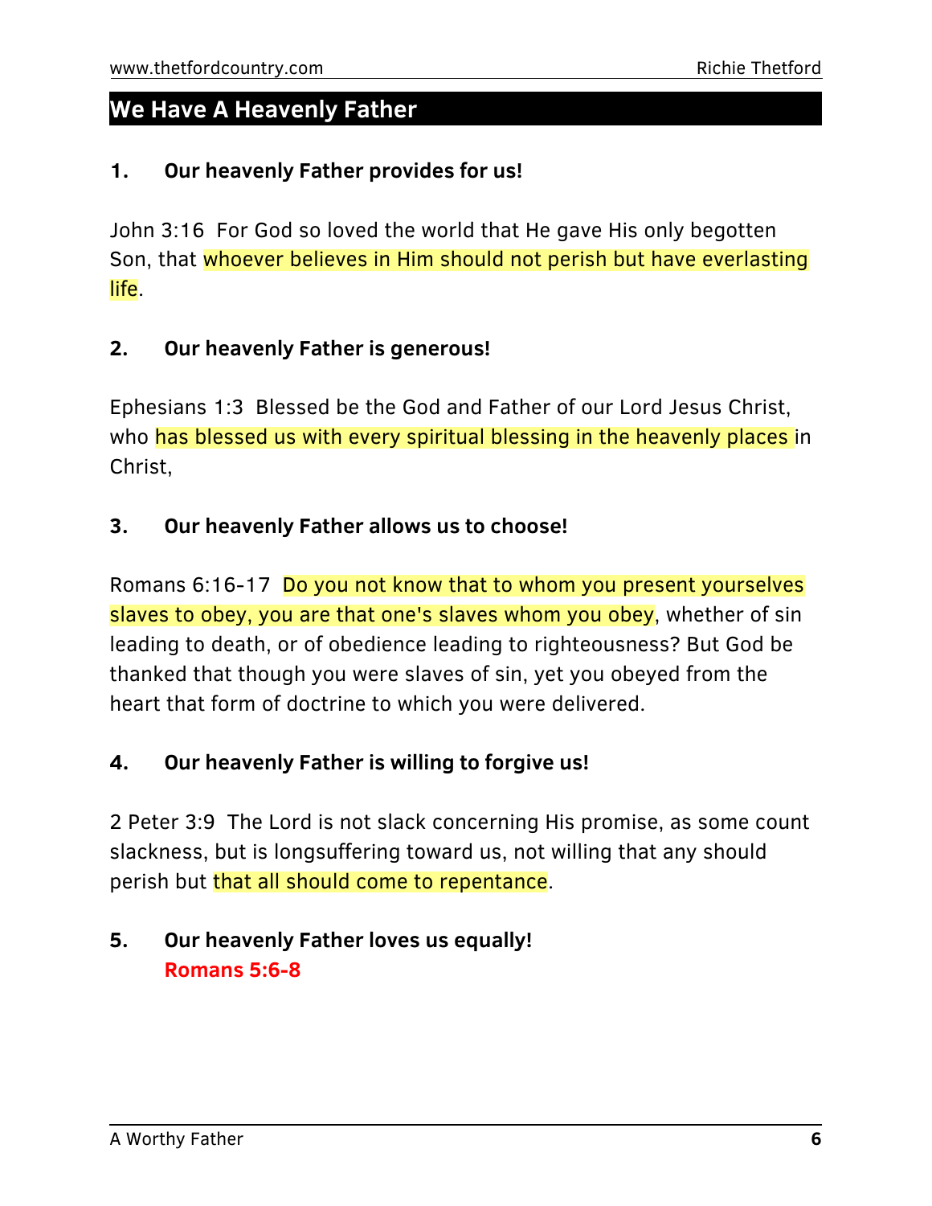## We Have A Heavenly Father

1. **Our heavenly Father provides for us!**

John 3:16 For God so loved the world that He gave His only begotten Son, that whoever believes in Him should not perish but have everlasting life.

2. **Our heavenly Father is generous!**

Ephesians 1:3 Blessed be the God and Father of our Lord Jesus Christ, who has blessed us with every spiritual blessing in the heavenly places in Christ,

3. **Our heavenly Father allows us to choose!**

Romans 6:16-17 Do you not know that to whom you present yourselves slaves to obey, you are that one's slaves whom you obey, whether of sin leading to death, or of obedience leading to righteousness? But God be thanked that though you were slaves of sin, yet you obeyed from the heart that form of doctrine to which you were delivered.

4. **Our heavenly Father is willing to forgive us!**

2 Peter 3:9 The Lord is not slack concerning His promise, as some count slackness, but is longsuffering toward us, not willing that any should perish but that all should come to repentance.

5. **Our heavenly Father loves us equally!**
   **Romans 5:6-8**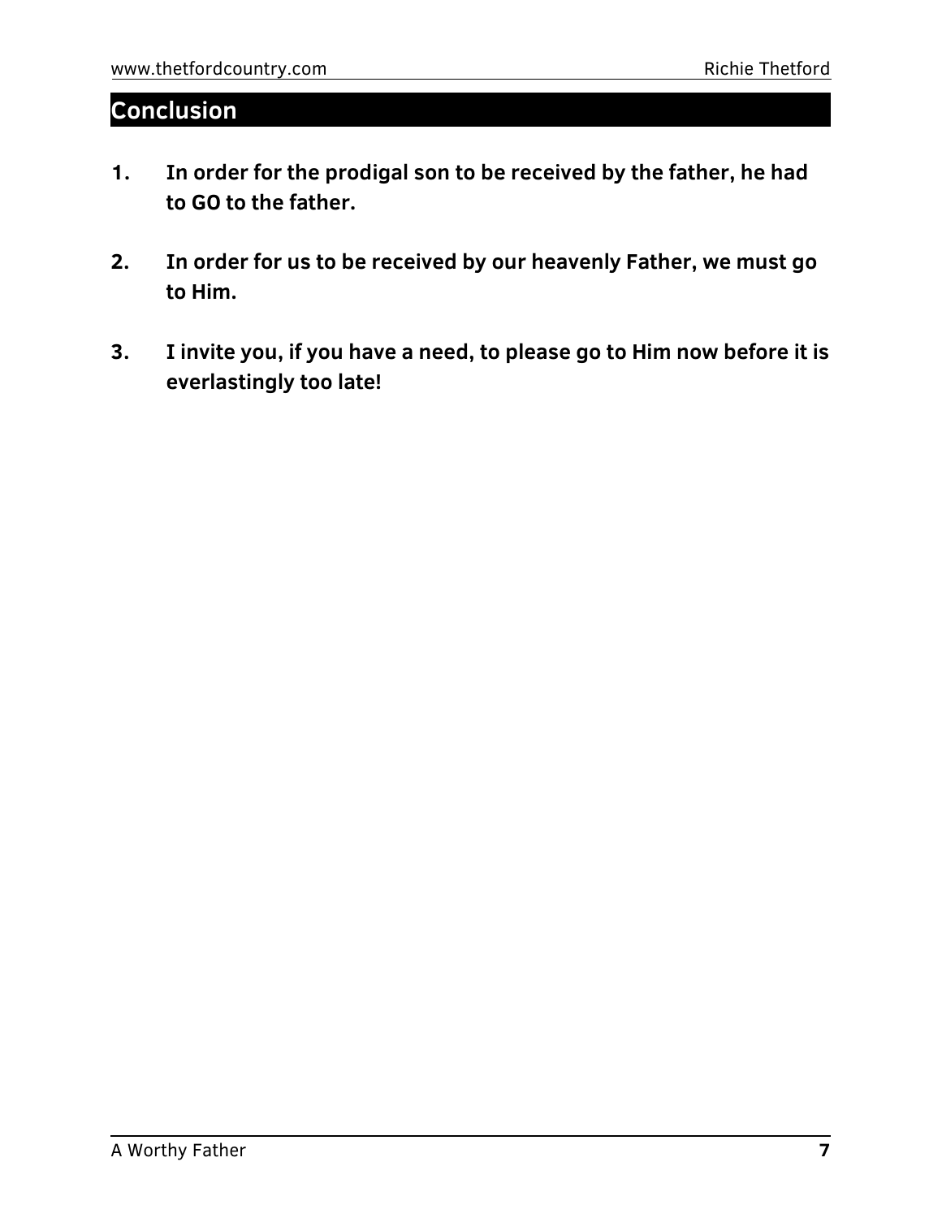## Conclusion

1. **In order for the prodigal son to be received by the father, he had to GO to the father.**

2. **In order for us to be received by our heavenly Father, we must go to Him.**

3. **I invite you, if you have a need, to please go to Him now before it is everlastingly too late!**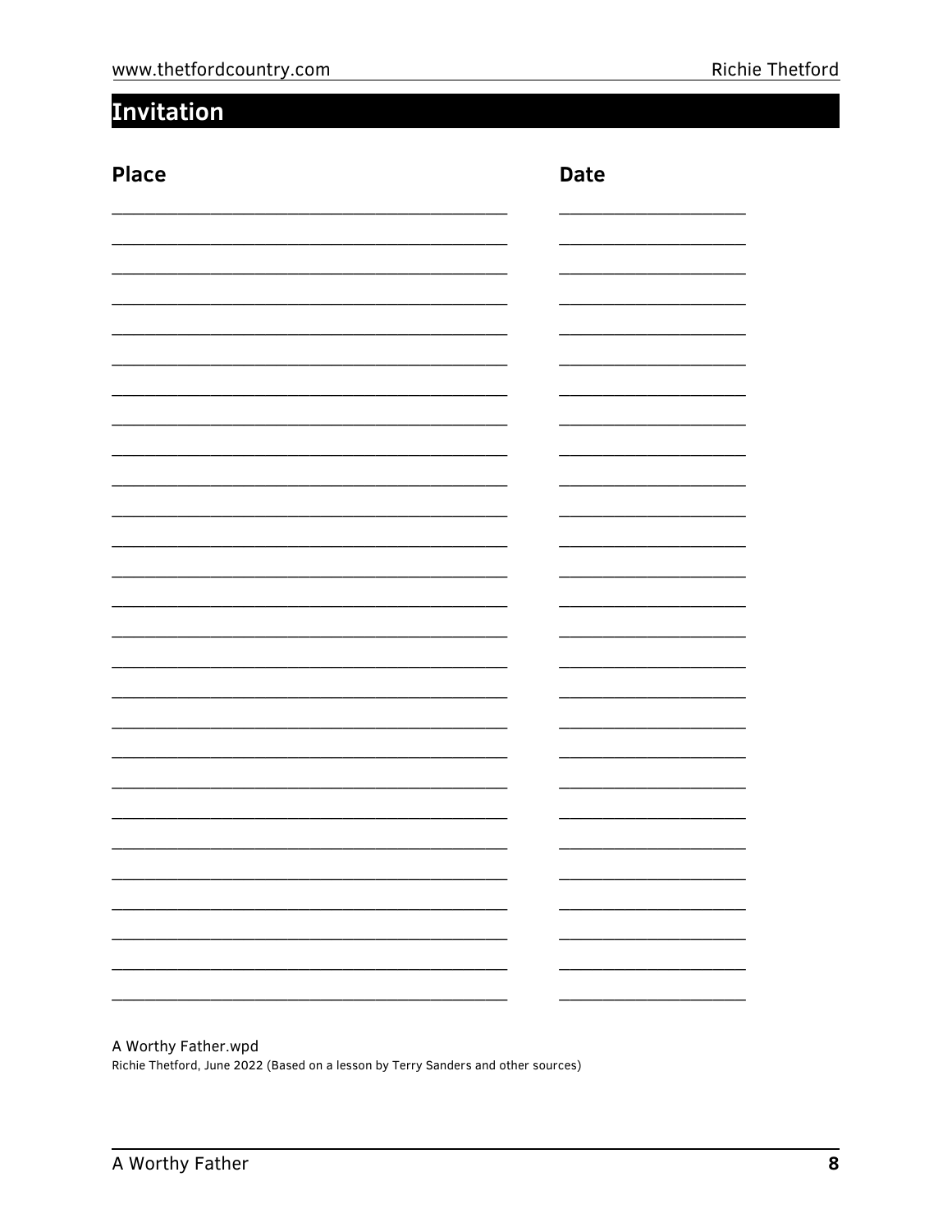## Invitation

| Place | Date |
|---|---|
| | |
| | |
| | |
| | |
| | |
| | |
| | |
| | |
| | |
| | |
| | |
| | |
| | |
| | |
| | |
| | |
| | |
| | |
| | |
| | |
| | |
| | |
| | |
| | |
| | |
| | |

A Worthy Father.wpd
Richie Thetford, June 2022 (Based on a lesson by Terry Sanders and other sources)